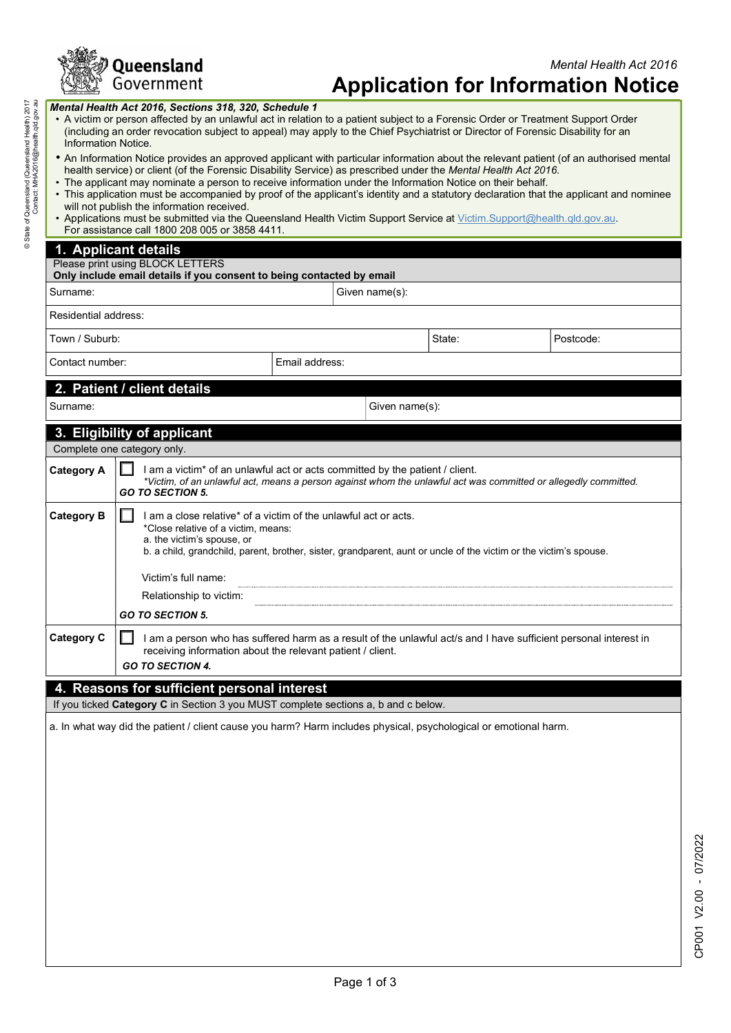Mental Health Act 2016

# Application for Information Notice

***Mental Health Act 2016, Sections 318, 320, Schedule 1***

- A victim or person affected by an unlawful act in relation to a patient subject to a Forensic Order or Treatment Support Order (including an order revocation subject to appeal) may apply to the Chief Psychiatrist or Director of Forensic Disability for an Information Notice.
- An Information Notice provides an approved applicant with particular information about the relevant patient (of an authorised mental health service) or client (of the Forensic Disability Service) as prescribed under the *Mental Health Act 2016*.
- The applicant may nominate a person to receive information under the Information Notice on their behalf.
- This application must be accompanied by proof of the applicant's identity and a statutory declaration that the applicant and nominee will not publish the information received.
- Applications must be submitted via the Queensland Health Victim Support Service at Victim.Support@health.qld.gov.au. For assistance call 1800 208 005 or 3858 4411.

## 1. Applicant details

Please print using BLOCK LETTERS
**Only include email details if you consent to being contacted by email**

| Surname: | Given name(s): | |
|---|---|---|
| Residential address: | | |
| Town / Suburb: | State: | Postcode: |
| Contact number: | Email address: | |

## 2. Patient / client details

| Surname: | Given name(s): |
|---|---|

## 3. Eligibility of applicant

Complete one category only.

| | |
|---|---|
| **Category A** | ☐ I am a victim* of an unlawful act or acts committed by the patient / client. *\*Victim, of an unlawful act, means a person against whom the unlawful act was committed or allegedly committed.* ***GO TO SECTION 5.*** |
| **Category B** | ☐ I am a close relative* of a victim of the unlawful act or acts. \*Close relative of a victim, means: a. the victim's spouse, or b. a child, grandchild, parent, brother, sister, grandparent, aunt or uncle of the victim or the victim's spouse. Victim's full name: ________ Relationship to victim: ________ ***GO TO SECTION 5.*** |
| **Category C** | ☐ I am a person who has suffered harm as a result of the unlawful act/s and I have sufficient personal interest in receiving information about the relevant patient / client. ***GO TO SECTION 4.*** |

## 4. Reasons for sufficient personal interest

If you ticked **Category C** in Section 3 you MUST complete sections a, b and c below.

a. In what way did the patient / client cause you harm? Harm includes physical, psychological or emotional harm.

CP001 V2.00 - 07/2022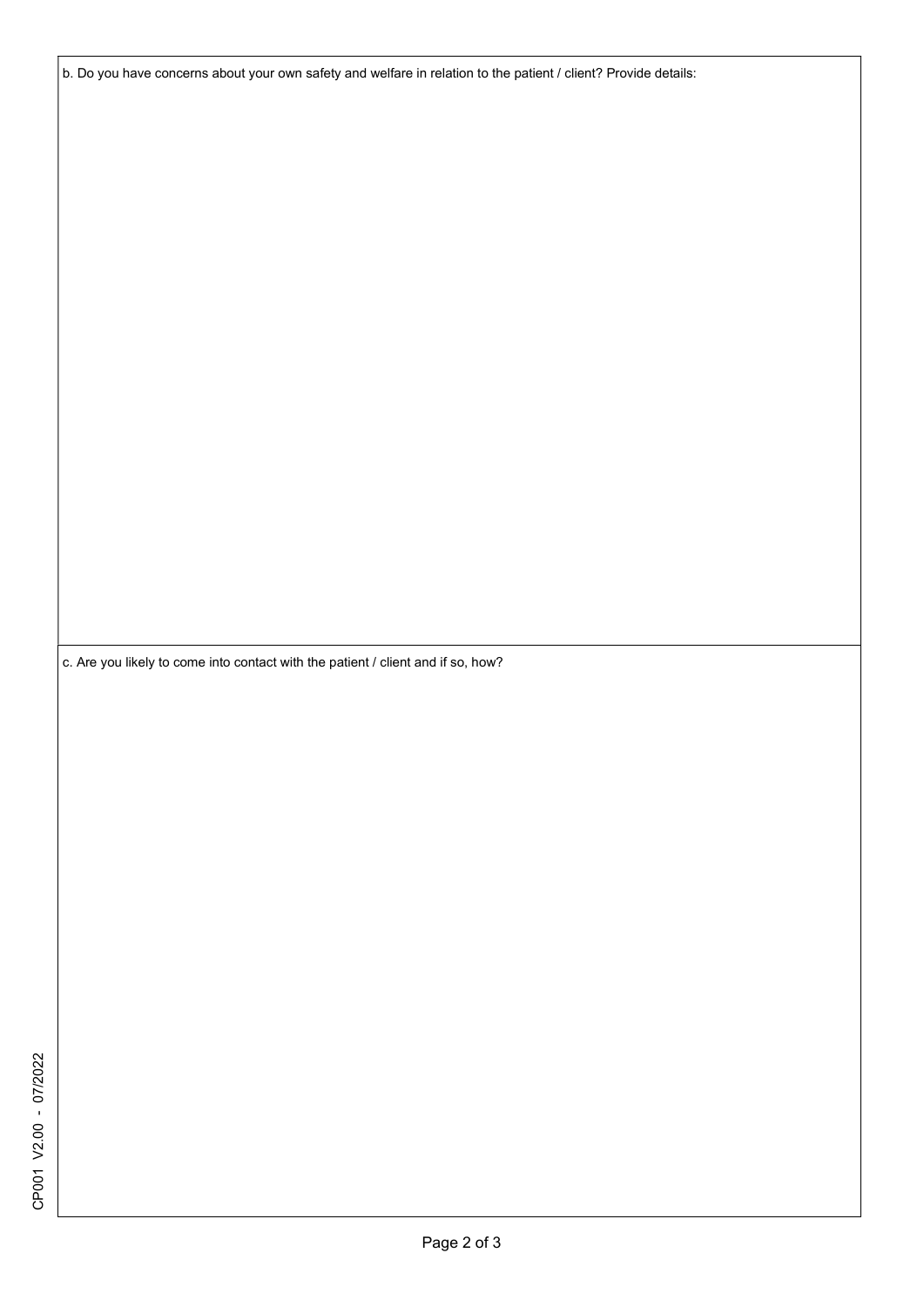b. Do you have concerns about your own safety and welfare in relation to the patient / client? Provide details:

c. Are you likely to come into contact with the patient / client and if so, how?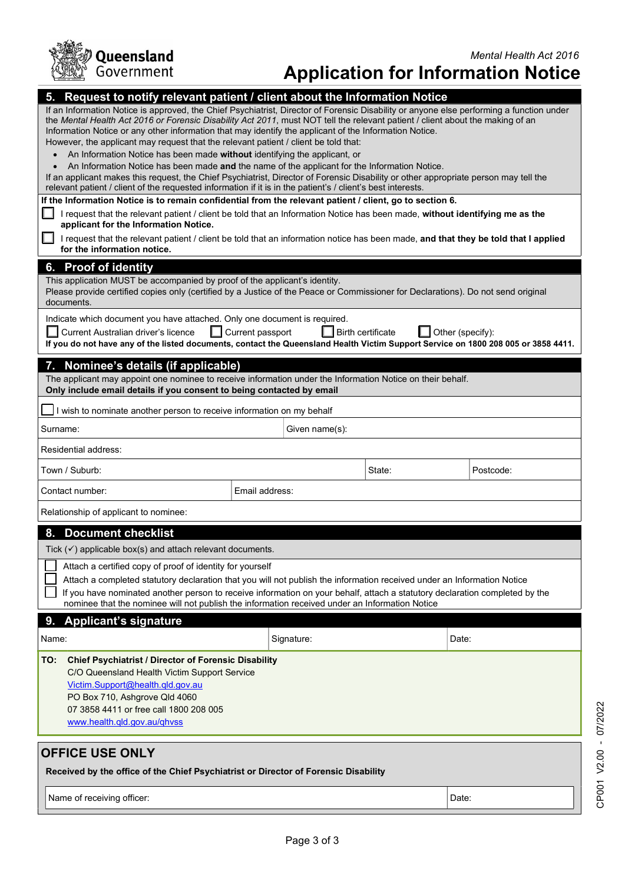*Mental Health Act 2016*

# Application for Information Notice

## 5. Request to notify relevant patient / client about the Information Notice

If an Information Notice is approved, the Chief Psychiatrist, Director of Forensic Disability or anyone else performing a function under the *Mental Health Act 2016 or Forensic Disability Act 2011*, must NOT tell the relevant patient / client about the making of an Information Notice or any other information that may identify the applicant of the Information Notice.

However, the applicant may request that the relevant patient / client be told that:

- An Information Notice has been made **without** identifying the applicant, or
- An Information Notice has been made **and** the name of the applicant for the Information Notice.

If an applicant makes this request, the Chief Psychiatrist, Director of Forensic Disability or other appropriate person may tell the relevant patient / client of the requested information if it is in the patient's / client's best interests.

**If the Information Notice is to remain confidential from the relevant patient / client, go to section 6.**

☐ I request that the relevant patient / client be told that an Information Notice has been made, **without identifying me as the applicant for the Information Notice.**

☐ I request that the relevant patient / client be told that an information notice has been made, **and that they be told that I applied for the information notice.**

## 6. Proof of identity

This application MUST be accompanied by proof of the applicant's identity.
Please provide certified copies only (certified by a Justice of the Peace or Commissioner for Declarations). Do not send original documents.

Indicate which document you have attached. Only one document is required.

☐ Current Australian driver's licence ☐ Current passport ☐ Birth certificate ☐ Other (specify):

**If you do not have any of the listed documents, contact the Queensland Health Victim Support Service on 1800 208 005 or 3858 4411.**

## 7. Nominee's details (if applicable)

The applicant may appoint one nominee to receive information under the Information Notice on their behalf.
**Only include email details if you consent to being contacted by email**

☐ I wish to nominate another person to receive information on my behalf

| Surname: | | Given name(s): |
|---|---|---|
| Residential address: | | |
| Town / Suburb: | State: | Postcode: |
| Contact number: | Email address: | |
| Relationship of applicant to nominee: | | |

## 8. Document checklist

Tick (✓) applicable box(s) and attach relevant documents.

☐ Attach a certified copy of proof of identity for yourself

☐ Attach a completed statutory declaration that you will not publish the information received under an Information Notice

☐ If you have nominated another person to receive information on your behalf, attach a statutory declaration completed by the nominee that the nominee will not publish the information received under an Information Notice

## 9. Applicant's signature

| Name: | Signature: | Date: |
|---|---|---|

**TO: Chief Psychiatrist / Director of Forensic Disability**
C/O Queensland Health Victim Support Service
Victim.Support@health.qld.gov.au
PO Box 710, Ashgrove Qld 4060
07 3858 4411 or free call 1800 208 005
www.health.qld.gov.au/qhvss

## OFFICE USE ONLY

**Received by the office of the Chief Psychiatrist or Director of Forensic Disability**

| Name of receiving officer: | Date: |
|---|---|

CP001 V2.00 - 07/2022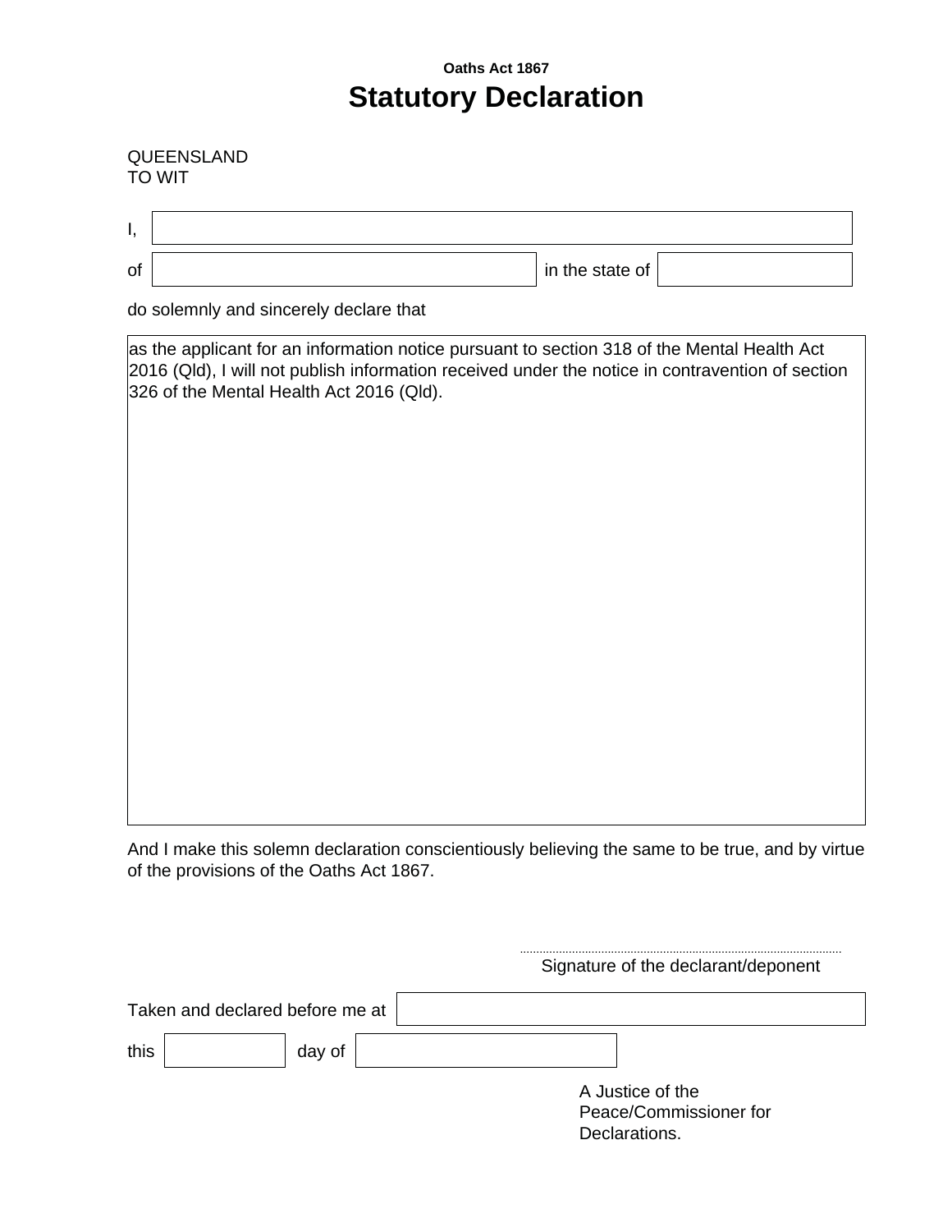Oaths Act 1867

# Statutory Declaration

QUEENSLAND
TO WIT

I, ____________________

of ____________________ in the state of ____________________

do solemnly and sincerely declare that

as the applicant for an information notice pursuant to section 318 of the Mental Health Act 2016 (Qld), I will not publish information received under the notice in contravention of section 326 of the Mental Health Act 2016 (Qld).

And I make this solemn declaration conscientiously believing the same to be true, and by virtue of the provisions of the Oaths Act 1867.

.........................................................................................
Signature of the declarant/deponent

Taken and declared before me at ____________________

this __________ day of ____________________

A Justice of the Peace/Commissioner for Declarations.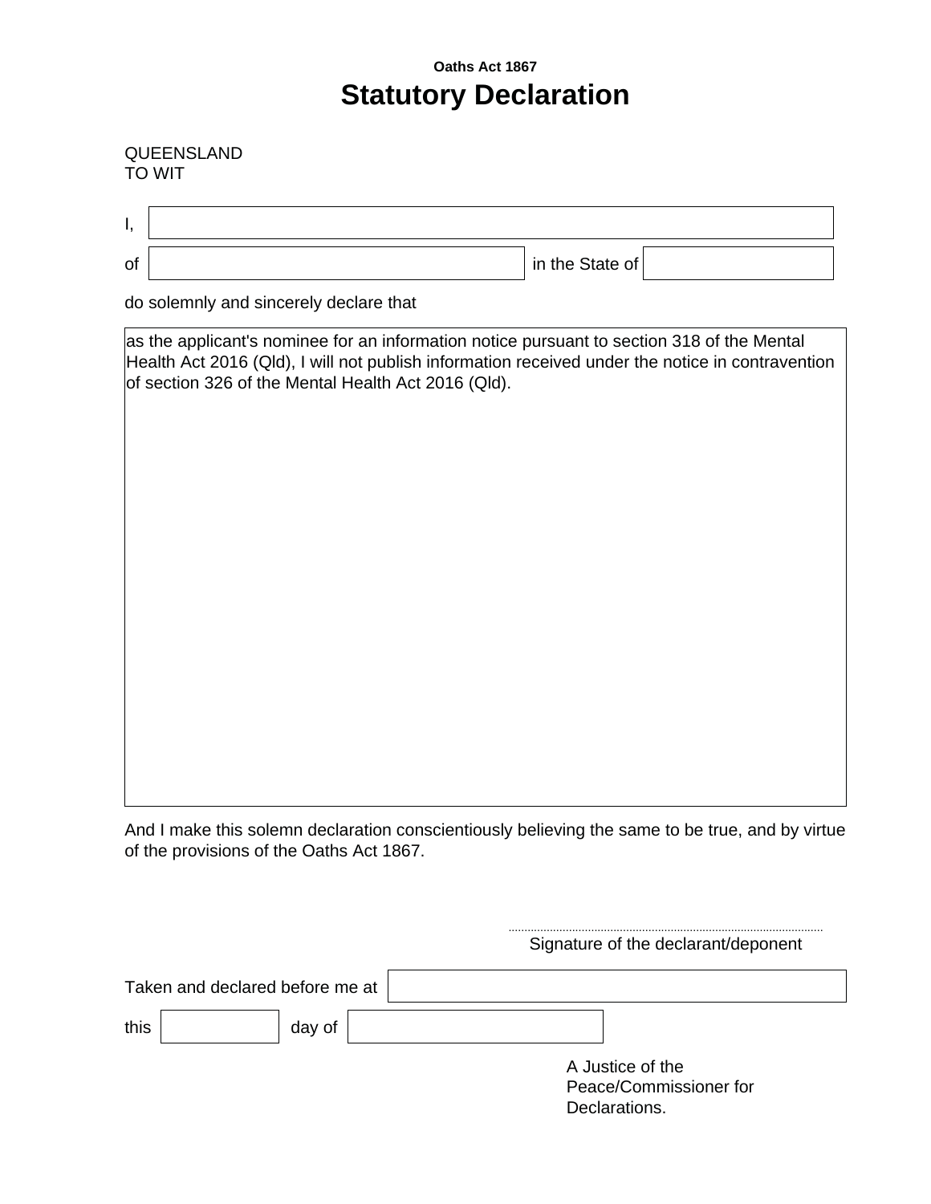**Oaths Act 1867**

# Statutory Declaration

QUEENSLAND
TO WIT

I, ______________________________

of ______________________________ in the State of ______________

do solemnly and sincerely declare that

as the applicant's nominee for an information notice pursuant to section 318 of the Mental Health Act 2016 (Qld), I will not publish information received under the notice in contravention of section 326 of the Mental Health Act 2016 (Qld).

And I make this solemn declaration conscientiously believing the same to be true, and by virtue of the provisions of the Oaths Act 1867.

..........................................................................................
Signature of the declarant/deponent

Taken and declared before me at ______________________________

this ____________ day of ______________________

A Justice of the Peace/Commissioner for Declarations.